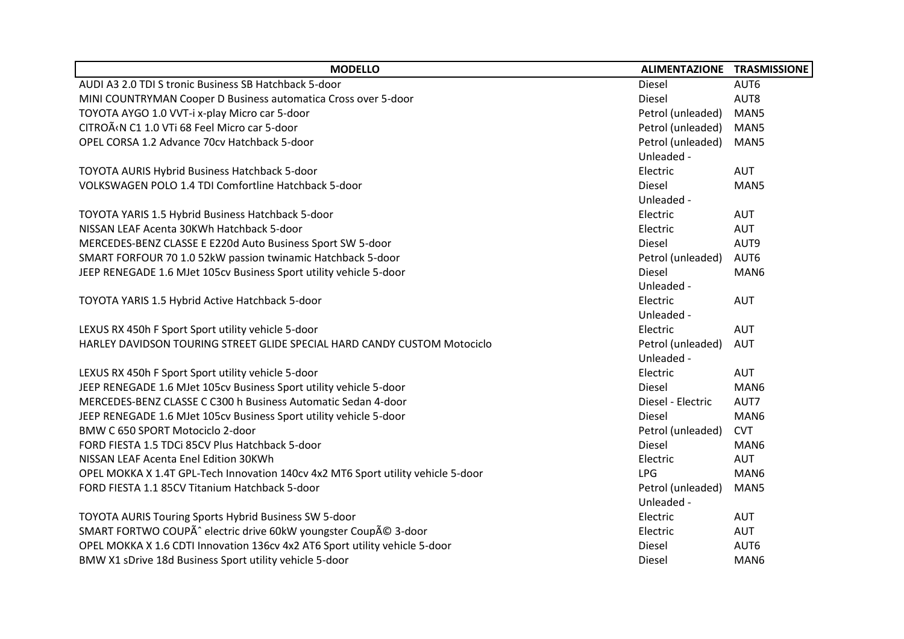| MODELLO | ALIMENTAZIONE | TRASMISSIONE |
|---|---|---|
| AUDI A3 2.0 TDI S tronic Business SB Hatchback 5-door | Diesel | AUT6 |
| MINI COUNTRYMAN Cooper D Business automatica Cross over 5-door | Diesel | AUT8 |
| TOYOTA AYGO 1.0 VVT-i x-play Micro car 5-door | Petrol (unleaded) | MAN5 |
| CITROÃ‹N C1 1.0 VTi 68 Feel Micro car 5-door | Petrol (unleaded) | MAN5 |
| OPEL CORSA 1.2 Advance 70cv Hatchback 5-door | Petrol (unleaded) | MAN5 |
| TOYOTA AURIS Hybrid Business Hatchback 5-door | Unleaded - Electric | AUT |
| VOLKSWAGEN POLO 1.4 TDI Comfortline Hatchback 5-door | Diesel | MAN5 |
| TOYOTA YARIS 1.5 Hybrid Business Hatchback 5-door | Unleaded - Electric | AUT |
| NISSAN LEAF Acenta 30KWh Hatchback 5-door | Electric | AUT |
| MERCEDES-BENZ CLASSE E E220d Auto Business Sport SW 5-door | Diesel | AUT9 |
| SMART FORFOUR 70 1.0 52kW passion twinamic Hatchback 5-door | Petrol (unleaded) | AUT6 |
| JEEP RENEGADE 1.6 MJet 105cv Business Sport utility vehicle 5-door | Diesel | MAN6 |
| TOYOTA YARIS 1.5 Hybrid Active Hatchback 5-door | Unleaded - Electric | AUT |
| LEXUS RX 450h F Sport Sport utility vehicle 5-door | Unleaded - Electric | AUT |
| HARLEY DAVIDSON TOURING STREET GLIDE SPECIAL HARD CANDY CUSTOM Motociclo | Petrol (unleaded) | AUT |
| LEXUS RX 450h F Sport Sport utility vehicle 5-door | Unleaded - Electric | AUT |
| JEEP RENEGADE 1.6 MJet 105cv Business Sport utility vehicle 5-door | Diesel | MAN6 |
| MERCEDES-BENZ CLASSE C C300 h Business Automatic Sedan 4-door | Diesel - Electric | AUT7 |
| JEEP RENEGADE 1.6 MJet 105cv Business Sport utility vehicle 5-door | Diesel | MAN6 |
| BMW C 650 SPORT Motociclo 2-door | Petrol (unleaded) | CVT |
| FORD FIESTA 1.5 TDCi 85CV Plus Hatchback 5-door | Diesel | MAN6 |
| NISSAN LEAF Acenta Enel Edition 30KWh | Electric | AUT |
| OPEL MOKKA X 1.4T GPL-Tech Innovation 140cv 4x2 MT6 Sport utility vehicle 5-door | LPG | MAN6 |
| FORD FIESTA 1.1 85CV Titanium Hatchback 5-door | Petrol (unleaded) | MAN5 |
| TOYOTA AURIS Touring Sports Hybrid Business SW 5-door | Unleaded - Electric | AUT |
| SMART FORTWO COUPÃˆ electric drive 60kW youngster CoupÃ© 3-door | Electric | AUT |
| OPEL MOKKA X 1.6 CDTI Innovation 136cv 4x2 AT6 Sport utility vehicle 5-door | Diesel | AUT6 |
| BMW X1 sDrive 18d Business Sport utility vehicle 5-door | Diesel | MAN6 |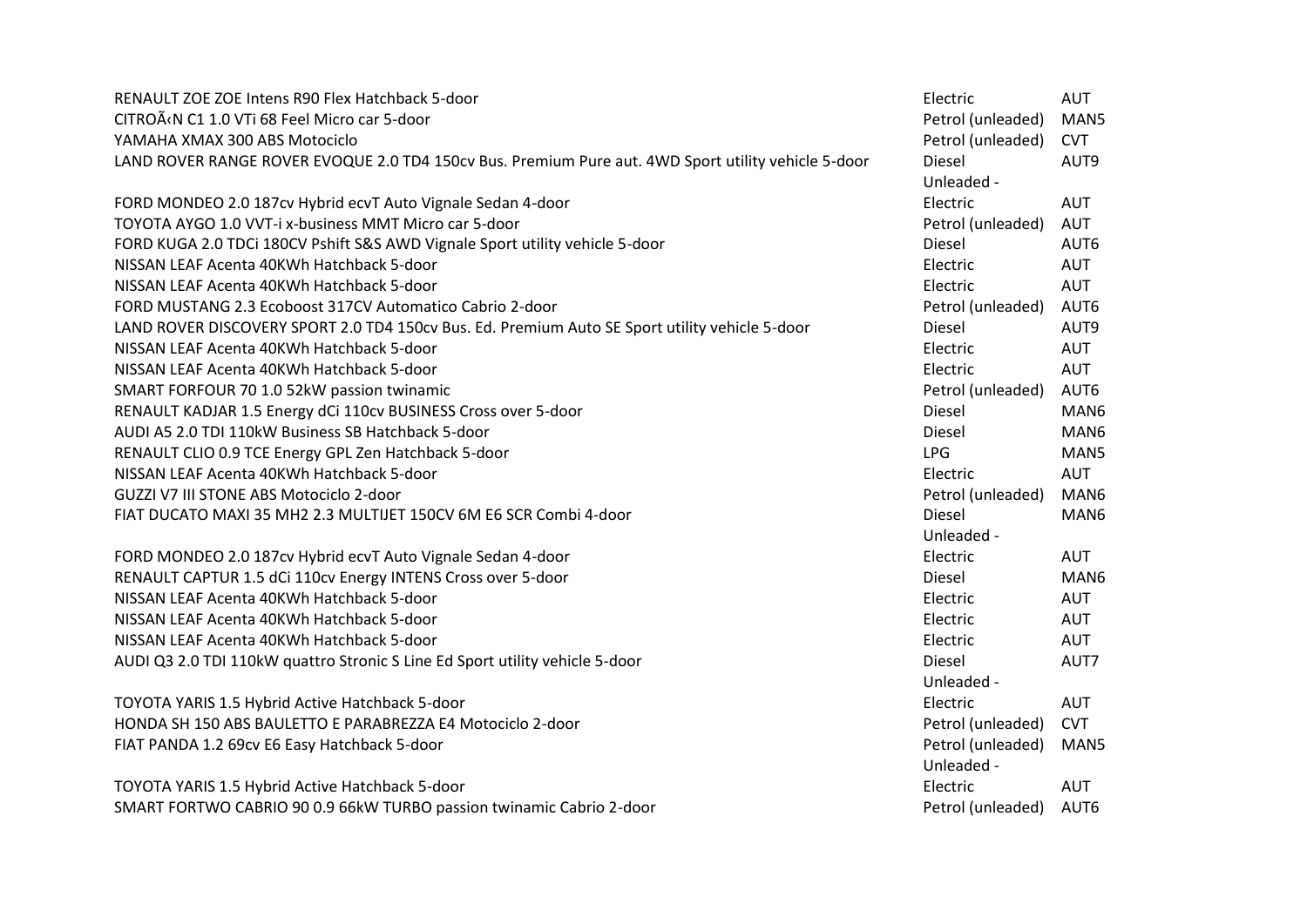| | | |
|---|---|---|
| RENAULT ZOE ZOE Intens R90 Flex Hatchback 5-door | Electric | AUT |
| CITROÃ‹N C1 1.0 VTi 68 Feel Micro car 5-door | Petrol (unleaded) | MAN5 |
| YAMAHA XMAX 300 ABS Motociclo | Petrol (unleaded) | CVT |
| LAND ROVER RANGE ROVER EVOQUE 2.0 TD4 150cv Bus. Premium Pure aut. 4WD Sport utility vehicle 5-door | Diesel | AUT9 |
| FORD MONDEO 2.0 187cv Hybrid ecvT Auto Vignale Sedan 4-door | Unleaded - Electric | AUT |
| TOYOTA AYGO 1.0 VVT-i x-business MMT Micro car 5-door | Petrol (unleaded) | AUT |
| FORD KUGA 2.0 TDCi 180CV Pshift S&S AWD Vignale Sport utility vehicle 5-door | Diesel | AUT6 |
| NISSAN LEAF Acenta 40KWh Hatchback 5-door | Electric | AUT |
| NISSAN LEAF Acenta 40KWh Hatchback 5-door | Electric | AUT |
| FORD MUSTANG 2.3 Ecoboost 317CV Automatico Cabrio 2-door | Petrol (unleaded) | AUT6 |
| LAND ROVER DISCOVERY SPORT 2.0 TD4 150cv Bus. Ed. Premium Auto SE Sport utility vehicle 5-door | Diesel | AUT9 |
| NISSAN LEAF Acenta 40KWh Hatchback 5-door | Electric | AUT |
| NISSAN LEAF Acenta 40KWh Hatchback 5-door | Electric | AUT |
| SMART FORFOUR 70 1.0 52kW passion twinamic | Petrol (unleaded) | AUT6 |
| RENAULT KADJAR 1.5 Energy dCi 110cv BUSINESS Cross over 5-door | Diesel | MAN6 |
| AUDI A5 2.0 TDI 110kW Business SB Hatchback 5-door | Diesel | MAN6 |
| RENAULT CLIO 0.9 TCE Energy GPL Zen Hatchback 5-door | LPG | MAN5 |
| NISSAN LEAF Acenta 40KWh Hatchback 5-door | Electric | AUT |
| GUZZI V7 III STONE ABS Motociclo 2-door | Petrol (unleaded) | MAN6 |
| FIAT DUCATO MAXI 35 MH2 2.3 MULTIJET 150CV 6M E6 SCR Combi 4-door | Diesel | MAN6 |
| FORD MONDEO 2.0 187cv Hybrid ecvT Auto Vignale Sedan 4-door | Unleaded - Electric | AUT |
| RENAULT CAPTUR 1.5 dCi 110cv Energy INTENS Cross over 5-door | Diesel | MAN6 |
| NISSAN LEAF Acenta 40KWh Hatchback 5-door | Electric | AUT |
| NISSAN LEAF Acenta 40KWh Hatchback 5-door | Electric | AUT |
| NISSAN LEAF Acenta 40KWh Hatchback 5-door | Electric | AUT |
| AUDI Q3 2.0 TDI 110kW quattro Stronic S Line Ed Sport utility vehicle 5-door | Diesel | AUT7 |
| TOYOTA YARIS 1.5 Hybrid Active Hatchback 5-door | Unleaded - Electric | AUT |
| HONDA SH 150 ABS BAULETTO E PARABREZZA E4 Motociclo 2-door | Petrol (unleaded) | CVT |
| FIAT PANDA 1.2 69cv E6 Easy Hatchback 5-door | Petrol (unleaded) | MAN5 |
| TOYOTA YARIS 1.5 Hybrid Active Hatchback 5-door | Unleaded - Electric | AUT |
| SMART FORTWO CABRIO 90 0.9 66kW TURBO passion twinamic Cabrio 2-door | Petrol (unleaded) | AUT6 |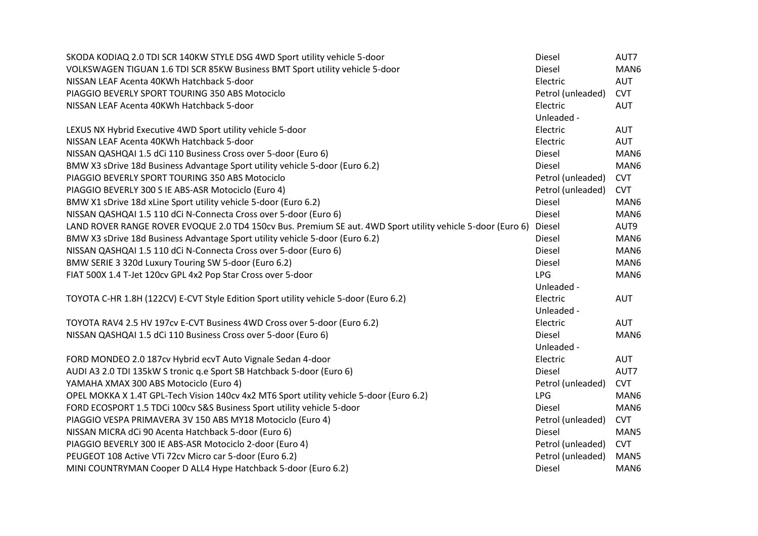| | | |
|---|---|---|
| SKODA KODIAQ 2.0 TDI SCR 140KW STYLE DSG 4WD Sport utility vehicle 5-door | Diesel | AUT7 |
| VOLKSWAGEN TIGUAN 1.6 TDI SCR 85KW Business BMT Sport utility vehicle 5-door | Diesel | MAN6 |
| NISSAN LEAF Acenta 40KWh Hatchback 5-door | Electric | AUT |
| PIAGGIO BEVERLY SPORT TOURING 350 ABS Motociclo | Petrol (unleaded) | CVT |
| NISSAN LEAF Acenta 40KWh Hatchback 5-door | Electric | AUT |
| LEXUS NX Hybrid Executive 4WD Sport utility vehicle 5-door | Unleaded - Electric | AUT |
| NISSAN LEAF Acenta 40KWh Hatchback 5-door | Electric | AUT |
| NISSAN QASHQAI 1.5 dCi 110 Business Cross over 5-door (Euro 6) | Diesel | MAN6 |
| BMW X3 sDrive 18d Business Advantage Sport utility vehicle 5-door (Euro 6.2) | Diesel | MAN6 |
| PIAGGIO BEVERLY SPORT TOURING 350 ABS Motociclo | Petrol (unleaded) | CVT |
| PIAGGIO BEVERLY 300 S IE ABS-ASR Motociclo (Euro 4) | Petrol (unleaded) | CVT |
| BMW X1 sDrive 18d xLine Sport utility vehicle 5-door (Euro 6.2) | Diesel | MAN6 |
| NISSAN QASHQAI 1.5 110 dCi N-Connecta Cross over 5-door (Euro 6) | Diesel | MAN6 |
| LAND ROVER RANGE ROVER EVOQUE 2.0 TD4 150cv Bus. Premium SE aut. 4WD Sport utility vehicle 5-door (Euro 6) | Diesel | AUT9 |
| BMW X3 sDrive 18d Business Advantage Sport utility vehicle 5-door (Euro 6.2) | Diesel | MAN6 |
| NISSAN QASHQAI 1.5 110 dCi N-Connecta Cross over 5-door (Euro 6) | Diesel | MAN6 |
| BMW SERIE 3 320d Luxury Touring SW 5-door (Euro 6.2) | Diesel | MAN6 |
| FIAT 500X 1.4 T-Jet 120cv GPL 4x2 Pop Star Cross over 5-door | LPG | MAN6 |
| TOYOTA C-HR 1.8H (122CV) E-CVT Style Edition Sport utility vehicle 5-door (Euro 6.2) | Unleaded - Electric | AUT |
| TOYOTA RAV4 2.5 HV 197cv E-CVT Business 4WD Cross over 5-door (Euro 6.2) | Unleaded - Electric | AUT |
| NISSAN QASHQAI 1.5 dCi 110 Business Cross over 5-door (Euro 6) | Diesel | MAN6 |
| FORD MONDEO 2.0 187cv Hybrid ecvT Auto Vignale Sedan 4-door | Unleaded - Electric | AUT |
| AUDI A3 2.0 TDI 135kW S tronic q.e Sport SB Hatchback 5-door (Euro 6) | Diesel | AUT7 |
| YAMAHA XMAX 300 ABS Motociclo (Euro 4) | Petrol (unleaded) | CVT |
| OPEL MOKKA X 1.4T GPL-Tech Vision 140cv 4x2 MT6 Sport utility vehicle 5-door (Euro 6.2) | LPG | MAN6 |
| FORD ECOSPORT 1.5 TDCi 100cv S&S Business Sport utility vehicle 5-door | Diesel | MAN6 |
| PIAGGIO VESPA PRIMAVERA 3V 150 ABS MY18 Motociclo (Euro 4) | Petrol (unleaded) | CVT |
| NISSAN MICRA dCi 90 Acenta Hatchback 5-door (Euro 6) | Diesel | MAN5 |
| PIAGGIO BEVERLY 300 IE ABS-ASR Motociclo 2-door (Euro 4) | Petrol (unleaded) | CVT |
| PEUGEOT 108 Active VTi 72cv Micro car 5-door (Euro 6.2) | Petrol (unleaded) | MAN5 |
| MINI COUNTRYMAN Cooper D ALL4 Hype Hatchback 5-door (Euro 6.2) | Diesel | MAN6 |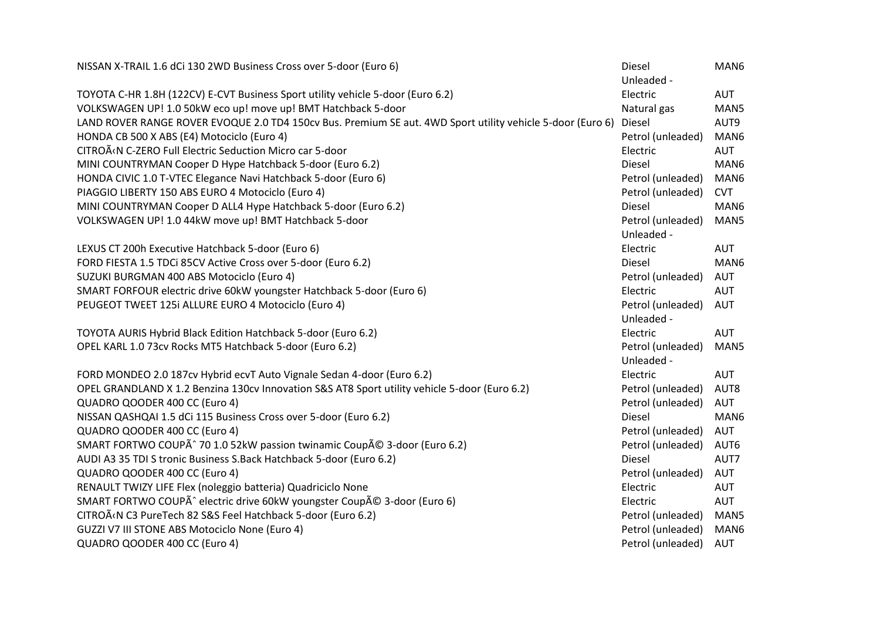| | | |
|---|---|---|
| NISSAN X-TRAIL 1.6 dCi 130 2WD Business Cross over 5-door (Euro 6) | Diesel | MAN6 |
| TOYOTA C-HR 1.8H (122CV) E-CVT Business Sport utility vehicle 5-door (Euro 6.2) | Unleaded - Electric | AUT |
| VOLKSWAGEN UP! 1.0 50kW eco up! move up! BMT Hatchback 5-door | Natural gas | MAN5 |
| LAND ROVER RANGE ROVER EVOQUE 2.0 TD4 150cv Bus. Premium SE aut. 4WD Sport utility vehicle 5-door (Euro 6) | Diesel | AUT9 |
| HONDA CB 500 X ABS (E4) Motociclo (Euro 4) | Petrol (unleaded) | MAN6 |
| CITROÃ‹N C-ZERO Full Electric Seduction Micro car 5-door | Electric | AUT |
| MINI COUNTRYMAN Cooper D Hype Hatchback 5-door (Euro 6.2) | Diesel | MAN6 |
| HONDA CIVIC 1.0 T-VTEC Elegance Navi Hatchback 5-door (Euro 6) | Petrol (unleaded) | MAN6 |
| PIAGGIO LIBERTY 150 ABS EURO 4 Motociclo (Euro 4) | Petrol (unleaded) | CVT |
| MINI COUNTRYMAN Cooper D ALL4 Hype Hatchback 5-door (Euro 6.2) | Diesel | MAN6 |
| VOLKSWAGEN UP! 1.0 44kW move up! BMT Hatchback 5-door | Petrol (unleaded) | MAN5 |
| LEXUS CT 200h Executive Hatchback 5-door (Euro 6) | Unleaded - Electric | AUT |
| FORD FIESTA 1.5 TDCi 85CV Active Cross over 5-door (Euro 6.2) | Diesel | MAN6 |
| SUZUKI BURGMAN 400 ABS Motociclo (Euro 4) | Petrol (unleaded) | AUT |
| SMART FORFOUR electric drive 60kW youngster Hatchback 5-door (Euro 6) | Electric | AUT |
| PEUGEOT TWEET 125i ALLURE EURO 4 Motociclo (Euro 4) | Petrol (unleaded) | AUT |
| TOYOTA AURIS Hybrid Black Edition Hatchback 5-door (Euro 6.2) | Unleaded - Electric | AUT |
| OPEL KARL 1.0 73cv Rocks MT5 Hatchback 5-door (Euro 6.2) | Petrol (unleaded) | MAN5 |
| FORD MONDEO 2.0 187cv Hybrid ecvT Auto Vignale Sedan 4-door (Euro 6.2) | Unleaded - Electric | AUT |
| OPEL GRANDLAND X 1.2 Benzina 130cv Innovation S&S AT8 Sport utility vehicle 5-door (Euro 6.2) | Petrol (unleaded) | AUT8 |
| QUADRO QOODER 400 CC (Euro 4) | Petrol (unleaded) | AUT |
| NISSAN QASHQAI 1.5 dCi 115 Business Cross over 5-door (Euro 6.2) | Diesel | MAN6 |
| QUADRO QOODER 400 CC (Euro 4) | Petrol (unleaded) | AUT |
| SMART FORTWO COUPÃˆ 70 1.0 52kW passion twinamic CoupÃ© 3-door (Euro 6.2) | Petrol (unleaded) | AUT6 |
| AUDI A3 35 TDI S tronic Business S.Back Hatchback 5-door (Euro 6.2) | Diesel | AUT7 |
| QUADRO QOODER 400 CC (Euro 4) | Petrol (unleaded) | AUT |
| RENAULT TWIZY LIFE Flex (noleggio batteria) Quadriciclo None | Electric | AUT |
| SMART FORTWO COUPÃˆ electric drive 60kW youngster CoupÃ© 3-door (Euro 6) | Electric | AUT |
| CITROÃ‹N C3 PureTech 82 S&S Feel Hatchback 5-door (Euro 6.2) | Petrol (unleaded) | MAN5 |
| GUZZI V7 III STONE ABS Motociclo None (Euro 4) | Petrol (unleaded) | MAN6 |
| QUADRO QOODER 400 CC (Euro 4) | Petrol (unleaded) | AUT |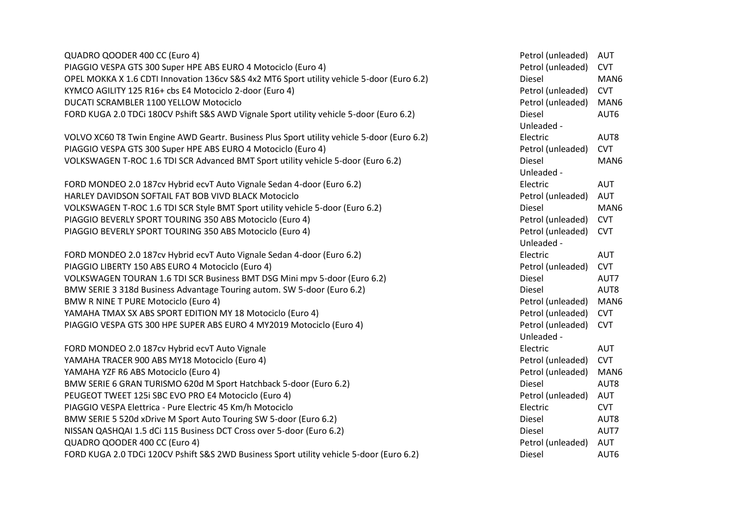| | | |
|---|---|---|
| QUADRO QOODER 400 CC (Euro 4) | Petrol (unleaded) | AUT |
| PIAGGIO VESPA GTS 300 Super HPE ABS EURO 4 Motociclo (Euro 4) | Petrol (unleaded) | CVT |
| OPEL MOKKA X 1.6 CDTI Innovation 136cv S&S 4x2 MT6 Sport utility vehicle 5-door (Euro 6.2) | Diesel | MAN6 |
| KYMCO AGILITY 125 R16+ cbs E4 Motociclo 2-door (Euro 4) | Petrol (unleaded) | CVT |
| DUCATI SCRAMBLER 1100 YELLOW Motociclo | Petrol (unleaded) | MAN6 |
| FORD KUGA 2.0 TDCi 180CV Pshift S&S AWD Vignale Sport utility vehicle 5-door (Euro 6.2) | Diesel | AUT6 |
| VOLVO XC60 T8 Twin Engine AWD Geartr. Business Plus Sport utility vehicle 5-door (Euro 6.2) | Unleaded - Electric | AUT8 |
| PIAGGIO VESPA GTS 300 Super HPE ABS EURO 4 Motociclo (Euro 4) | Petrol (unleaded) | CVT |
| VOLKSWAGEN T-ROC 1.6 TDI SCR Advanced BMT Sport utility vehicle 5-door (Euro 6.2) | Diesel | MAN6 |
| FORD MONDEO 2.0 187cv Hybrid ecvT Auto Vignale Sedan 4-door (Euro 6.2) | Unleaded - Electric | AUT |
| HARLEY DAVIDSON SOFTAIL FAT BOB VIVD BLACK Motociclo | Petrol (unleaded) | AUT |
| VOLKSWAGEN T-ROC 1.6 TDI SCR Style BMT Sport utility vehicle 5-door (Euro 6.2) | Diesel | MAN6 |
| PIAGGIO BEVERLY SPORT TOURING 350 ABS Motociclo (Euro 4) | Petrol (unleaded) | CVT |
| PIAGGIO BEVERLY SPORT TOURING 350 ABS Motociclo (Euro 4) | Petrol (unleaded) | CVT |
| FORD MONDEO 2.0 187cv Hybrid ecvT Auto Vignale Sedan 4-door (Euro 6.2) | Unleaded - Electric | AUT |
| PIAGGIO LIBERTY 150 ABS EURO 4 Motociclo (Euro 4) | Petrol (unleaded) | CVT |
| VOLKSWAGEN TOURAN 1.6 TDI SCR Business BMT DSG Mini mpv 5-door (Euro 6.2) | Diesel | AUT7 |
| BMW SERIE 3 318d Business Advantage Touring autom. SW 5-door (Euro 6.2) | Diesel | AUT8 |
| BMW R NINE T PURE Motociclo (Euro 4) | Petrol (unleaded) | MAN6 |
| YAMAHA TMAX SX ABS SPORT EDITION MY 18 Motociclo (Euro 4) | Petrol (unleaded) | CVT |
| PIAGGIO VESPA GTS 300 HPE SUPER ABS EURO 4 MY2019 Motociclo (Euro 4) | Petrol (unleaded) | CVT |
| FORD MONDEO 2.0 187cv Hybrid ecvT Auto Vignale | Unleaded - Electric | AUT |
| YAMAHA TRACER 900 ABS MY18 Motociclo (Euro 4) | Petrol (unleaded) | CVT |
| YAMAHA YZF R6 ABS Motociclo (Euro 4) | Petrol (unleaded) | MAN6 |
| BMW SERIE 6 GRAN TURISMO 620d M Sport Hatchback 5-door (Euro 6.2) | Diesel | AUT8 |
| PEUGEOT TWEET 125i SBC EVO PRO E4 Motociclo (Euro 4) | Petrol (unleaded) | AUT |
| PIAGGIO VESPA Elettrica - Pure Electric 45 Km/h Motociclo | Electric | CVT |
| BMW SERIE 5 520d xDrive M Sport Auto Touring SW 5-door (Euro 6.2) | Diesel | AUT8 |
| NISSAN QASHQAI 1.5 dCi 115 Business DCT Cross over 5-door (Euro 6.2) | Diesel | AUT7 |
| QUADRO QOODER 400 CC (Euro 4) | Petrol (unleaded) | AUT |
| FORD KUGA 2.0 TDCi 120CV Pshift S&S 2WD Business Sport utility vehicle 5-door (Euro 6.2) | Diesel | AUT6 |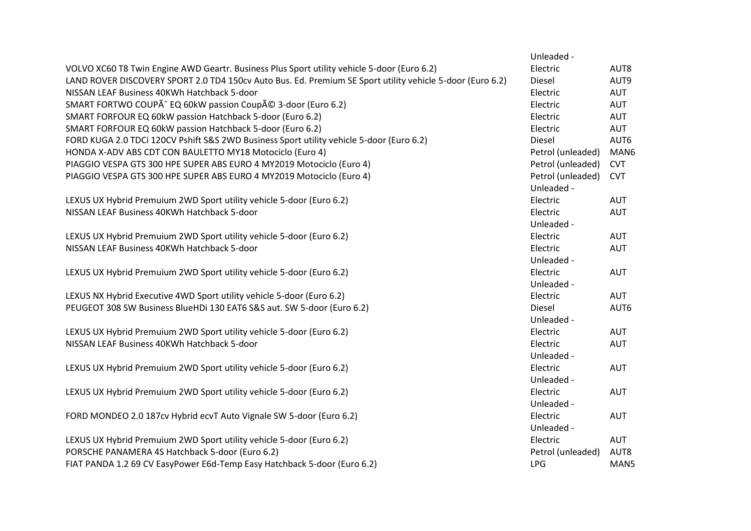| | | |
|---|---|---|
| VOLVO XC60 T8 Twin Engine AWD Geartr. Business Plus Sport utility vehicle 5-door (Euro 6.2) | Unleaded - Electric | AUT8 |
| LAND ROVER DISCOVERY SPORT 2.0 TD4 150cv Auto Bus. Ed. Premium SE Sport utility vehicle 5-door (Euro 6.2) | Diesel | AUT9 |
| NISSAN LEAF Business 40KWh Hatchback 5-door | Electric | AUT |
| SMART FORTWO COUPÃˆ EQ 60kW passion CoupÃ© 3-door (Euro 6.2) | Electric | AUT |
| SMART FORFOUR EQ 60kW passion Hatchback 5-door (Euro 6.2) | Electric | AUT |
| SMART FORFOUR EQ 60kW passion Hatchback 5-door (Euro 6.2) | Electric | AUT |
| FORD KUGA 2.0 TDCi 120CV Pshift S&S 2WD Business Sport utility vehicle 5-door (Euro 6.2) | Diesel | AUT6 |
| HONDA X-ADV ABS CDT CON BAULETTO MY18 Motociclo (Euro 4) | Petrol (unleaded) | MAN6 |
| PIAGGIO VESPA GTS 300 HPE SUPER ABS EURO 4 MY2019 Motociclo (Euro 4) | Petrol (unleaded) | CVT |
| PIAGGIO VESPA GTS 300 HPE SUPER ABS EURO 4 MY2019 Motociclo (Euro 4) | Petrol (unleaded) | CVT |
| LEXUS UX Hybrid Premuium 2WD Sport utility vehicle 5-door (Euro 6.2) | Unleaded - Electric | AUT |
| NISSAN LEAF Business 40KWh Hatchback 5-door | Electric | AUT |
| LEXUS UX Hybrid Premuium 2WD Sport utility vehicle 5-door (Euro 6.2) | Unleaded - Electric | AUT |
| NISSAN LEAF Business 40KWh Hatchback 5-door | Electric | AUT |
| LEXUS UX Hybrid Premuium 2WD Sport utility vehicle 5-door (Euro 6.2) | Unleaded - Electric | AUT |
| LEXUS NX Hybrid Executive 4WD Sport utility vehicle 5-door (Euro 6.2) | Unleaded - Electric | AUT |
| PEUGEOT 308 SW Business BlueHDi 130 EAT6 S&S aut. SW 5-door (Euro 6.2) | Diesel | AUT6 |
| LEXUS UX Hybrid Premuium 2WD Sport utility vehicle 5-door (Euro 6.2) | Unleaded - Electric | AUT |
| NISSAN LEAF Business 40KWh Hatchback 5-door | Electric | AUT |
| LEXUS UX Hybrid Premuium 2WD Sport utility vehicle 5-door (Euro 6.2) | Unleaded - Electric | AUT |
| LEXUS UX Hybrid Premuium 2WD Sport utility vehicle 5-door (Euro 6.2) | Unleaded - Electric | AUT |
| FORD MONDEO 2.0 187cv Hybrid ecvT Auto Vignale SW 5-door (Euro 6.2) | Unleaded - Electric | AUT |
| LEXUS UX Hybrid Premuium 2WD Sport utility vehicle 5-door (Euro 6.2) | Unleaded - Electric | AUT |
| PORSCHE PANAMERA 4S Hatchback 5-door (Euro 6.2) | Petrol (unleaded) | AUT8 |
| FIAT PANDA 1.2 69 CV EasyPower E6d-Temp Easy Hatchback 5-door (Euro 6.2) | LPG | MAN5 |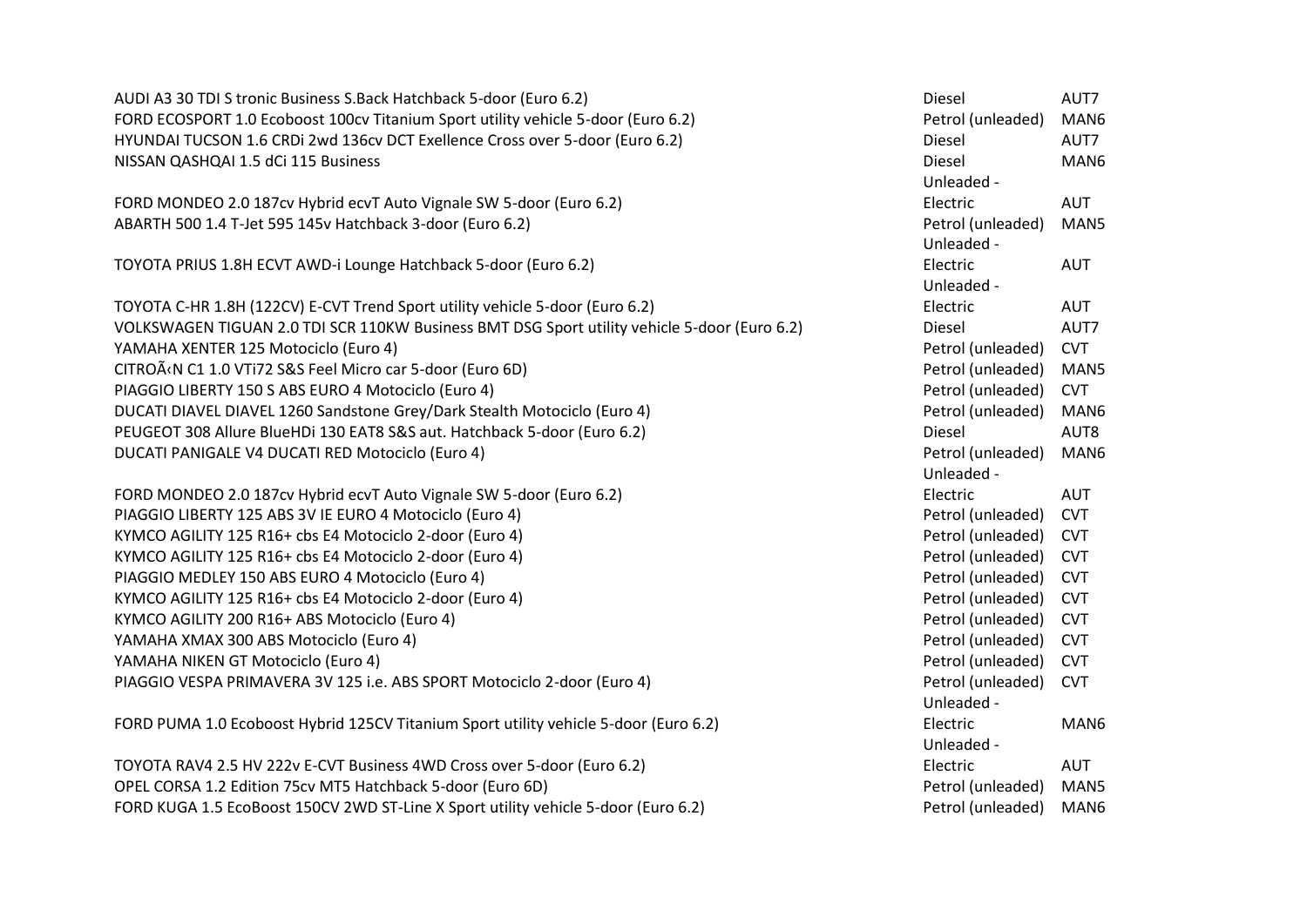| | | |
|---|---|---|
| AUDI A3 30 TDI S tronic Business S.Back Hatchback 5-door (Euro 6.2) | Diesel | AUT7 |
| FORD ECOSPORT 1.0 Ecoboost 100cv Titanium Sport utility vehicle 5-door (Euro 6.2) | Petrol (unleaded) | MAN6 |
| HYUNDAI TUCSON 1.6 CRDi 2wd 136cv DCT Exellence Cross over 5-door (Euro 6.2) | Diesel | AUT7 |
| NISSAN QASHQAI 1.5 dCi 115 Business | Diesel | MAN6 |
| FORD MONDEO 2.0 187cv Hybrid ecvT Auto Vignale SW 5-door (Euro 6.2) | Unleaded - Electric | AUT |
| ABARTH 500 1.4 T-Jet 595 145v Hatchback 3-door (Euro 6.2) | Petrol (unleaded) | MAN5 |
| TOYOTA PRIUS 1.8H ECVT AWD-i Lounge Hatchback 5-door (Euro 6.2) | Unleaded - Electric | AUT |
| TOYOTA C-HR 1.8H (122CV) E-CVT Trend Sport utility vehicle 5-door (Euro 6.2) | Unleaded - Electric | AUT |
| VOLKSWAGEN TIGUAN 2.0 TDI SCR 110KW Business BMT DSG Sport utility vehicle 5-door (Euro 6.2) | Diesel | AUT7 |
| YAMAHA XENTER 125 Motociclo (Euro 4) | Petrol (unleaded) | CVT |
| CITROÃ‹N C1 1.0 VTi72 S&S Feel Micro car 5-door (Euro 6D) | Petrol (unleaded) | MAN5 |
| PIAGGIO LIBERTY 150 S ABS EURO 4 Motociclo (Euro 4) | Petrol (unleaded) | CVT |
| DUCATI DIAVEL DIAVEL 1260 Sandstone Grey/Dark Stealth Motociclo (Euro 4) | Petrol (unleaded) | MAN6 |
| PEUGEOT 308 Allure BlueHDi 130 EAT8 S&S aut. Hatchback 5-door (Euro 6.2) | Diesel | AUT8 |
| DUCATI PANIGALE V4 DUCATI RED Motociclo (Euro 4) | Petrol (unleaded) | MAN6 |
| FORD MONDEO 2.0 187cv Hybrid ecvT Auto Vignale SW 5-door (Euro 6.2) | Unleaded - Electric | AUT |
| PIAGGIO LIBERTY 125 ABS 3V IE EURO 4 Motociclo (Euro 4) | Petrol (unleaded) | CVT |
| KYMCO AGILITY 125 R16+ cbs E4 Motociclo 2-door (Euro 4) | Petrol (unleaded) | CVT |
| KYMCO AGILITY 125 R16+ cbs E4 Motociclo 2-door (Euro 4) | Petrol (unleaded) | CVT |
| PIAGGIO MEDLEY 150 ABS EURO 4 Motociclo (Euro 4) | Petrol (unleaded) | CVT |
| KYMCO AGILITY 125 R16+ cbs E4 Motociclo 2-door (Euro 4) | Petrol (unleaded) | CVT |
| KYMCO AGILITY 200 R16+ ABS Motociclo (Euro 4) | Petrol (unleaded) | CVT |
| YAMAHA XMAX 300 ABS Motociclo (Euro 4) | Petrol (unleaded) | CVT |
| YAMAHA NIKEN GT Motociclo (Euro 4) | Petrol (unleaded) | CVT |
| PIAGGIO VESPA PRIMAVERA 3V 125 i.e. ABS SPORT Motociclo 2-door (Euro 4) | Petrol (unleaded) | CVT |
| FORD PUMA 1.0 Ecoboost Hybrid 125CV Titanium Sport utility vehicle 5-door (Euro 6.2) | Unleaded - Electric | MAN6 |
| TOYOTA RAV4 2.5 HV 222v E-CVT Business 4WD Cross over 5-door (Euro 6.2) | Unleaded - Electric | AUT |
| OPEL CORSA 1.2 Edition 75cv MT5 Hatchback 5-door (Euro 6D) | Petrol (unleaded) | MAN5 |
| FORD KUGA 1.5 EcoBoost 150CV 2WD ST-Line X Sport utility vehicle 5-door (Euro 6.2) | Petrol (unleaded) | MAN6 |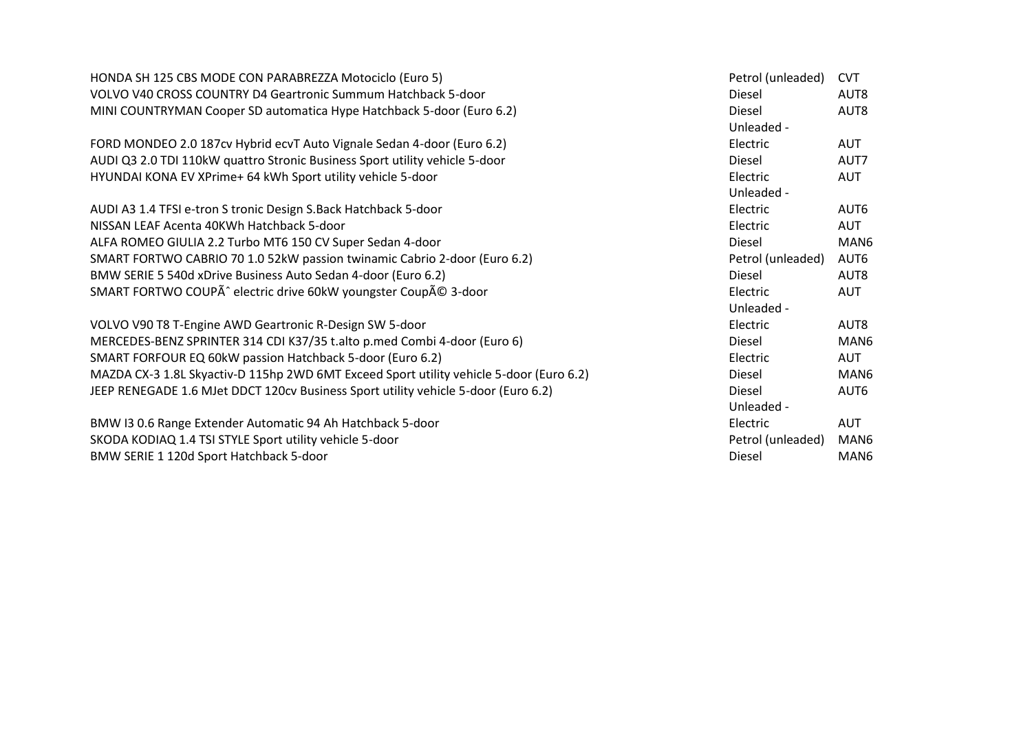| | | |
|---|---|---|
| HONDA SH 125 CBS MODE CON PARABREZZA Motociclo (Euro 5) | Petrol (unleaded) | CVT |
| VOLVO V40 CROSS COUNTRY D4 Geartronic Summum Hatchback 5-door | Diesel | AUT8 |
| MINI COUNTRYMAN Cooper SD automatica Hype Hatchback 5-door (Euro 6.2) | Diesel | AUT8 |
| FORD MONDEO 2.0 187cv Hybrid ecvT Auto Vignale Sedan 4-door (Euro 6.2) | Unleaded - Electric | AUT |
| AUDI Q3 2.0 TDI 110kW quattro Stronic Business Sport utility vehicle 5-door | Diesel | AUT7 |
| HYUNDAI KONA EV XPrime+ 64 kWh Sport utility vehicle 5-door | Electric | AUT |
| AUDI A3 1.4 TFSI e-tron S tronic Design S.Back Hatchback 5-door | Unleaded - Electric | AUT6 |
| NISSAN LEAF Acenta 40KWh Hatchback 5-door | Electric | AUT |
| ALFA ROMEO GIULIA 2.2 Turbo MT6 150 CV Super Sedan 4-door | Diesel | MAN6 |
| SMART FORTWO CABRIO 70 1.0 52kW passion twinamic Cabrio 2-door (Euro 6.2) | Petrol (unleaded) | AUT6 |
| BMW SERIE 5 540d xDrive Business Auto Sedan 4-door (Euro 6.2) | Diesel | AUT8 |
| SMART FORTWO COUPÃˆ electric drive 60kW youngster CoupÃ© 3-door | Electric | AUT |
| VOLVO V90 T8 T-Engine AWD Geartronic R-Design SW 5-door | Unleaded - Electric | AUT8 |
| MERCEDES-BENZ SPRINTER 314 CDI K37/35 t.alto p.med Combi 4-door (Euro 6) | Diesel | MAN6 |
| SMART FORFOUR EQ 60kW passion Hatchback 5-door (Euro 6.2) | Electric | AUT |
| MAZDA CX-3 1.8L Skyactiv-D 115hp 2WD 6MT Exceed Sport utility vehicle 5-door (Euro 6.2) | Diesel | MAN6 |
| JEEP RENEGADE 1.6 MJet DDCT 120cv Business Sport utility vehicle 5-door (Euro 6.2) | Diesel | AUT6 |
| BMW I3 0.6 Range Extender Automatic 94 Ah Hatchback 5-door | Unleaded - Electric | AUT |
| SKODA KODIAQ 1.4 TSI STYLE Sport utility vehicle 5-door | Petrol (unleaded) | MAN6 |
| BMW SERIE 1 120d Sport Hatchback 5-door | Diesel | MAN6 |